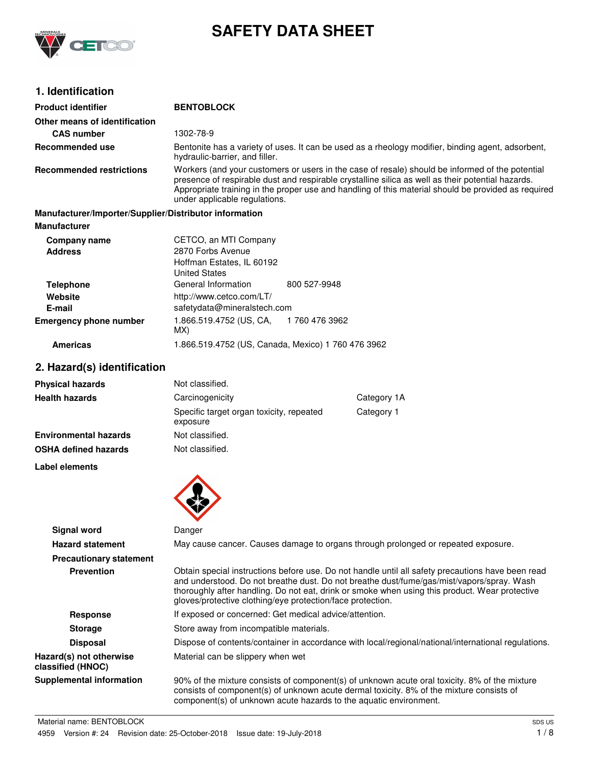# SAFETY DATA SHEET

## 1. Identification

**Product identifier** BENTOBLOCK

**Other means of identification**

**CAS number** 1302-78-9

**Recommended use** Bentonite has a variety of uses. It can be used as a rheology modifier, binding agent, adsorbent, hydraulic-barrier, and filler.

**Recommended restrictions** Workers (and your customers or users in the case of resale) should be informed of the potential presence of respirable dust and respirable crystalline silica as well as their potential hazards. Appropriate training in the proper use and handling of this material should be provided as required under applicable regulations.

**Manufacturer/Importer/Supplier/Distributor information**

**Manufacturer**

| | |
|---|---|
| **Company name** | CETCO, an MTI Company |
| **Address** | 2870 Forbs Avenue<br>Hoffman Estates, IL 60192<br>United States |
| **Telephone** | General Information 800 527-9948 |
| **Website** | http://www.cetco.com/LT/ |
| **E-mail** | safetydata@mineralstech.com |
| **Emergency phone number** | 1.866.519.4752 (US, CA, MX) 1 760 476 3962 |
| **Americas** | 1.866.519.4752 (US, Canada, Mexico) 1 760 476 3962 |

## 2. Hazard(s) identification

| | | |
|---|---|---|
| **Physical hazards** | Not classified. | |
| **Health hazards** | Carcinogenicity | Category 1A |
| | Specific target organ toxicity, repeated exposure | Category 1 |
| **Environmental hazards** | Not classified. | |
| **OSHA defined hazards** | Not classified. | |

**Label elements**

**Signal word** Danger

**Hazard statement** May cause cancer. Causes damage to organs through prolonged or repeated exposure.

**Precautionary statement**

**Prevention** Obtain special instructions before use. Do not handle until all safety precautions have been read and understood. Do not breathe dust. Do not breathe dust/fume/gas/mist/vapors/spray. Wash thoroughly after handling. Do not eat, drink or smoke when using this product. Wear protective gloves/protective clothing/eye protection/face protection.

**Response** If exposed or concerned: Get medical advice/attention.

**Storage** Store away from incompatible materials.

**Disposal** Dispose of contents/container in accordance with local/regional/national/international regulations.

**Hazard(s) not otherwise classified (HNOC)** Material can be slippery when wet

**Supplemental information** 90% of the mixture consists of component(s) of unknown acute oral toxicity. 8% of the mixture consists of component(s) of unknown acute dermal toxicity. 8% of the mixture consists of component(s) of unknown acute hazards to the aquatic environment.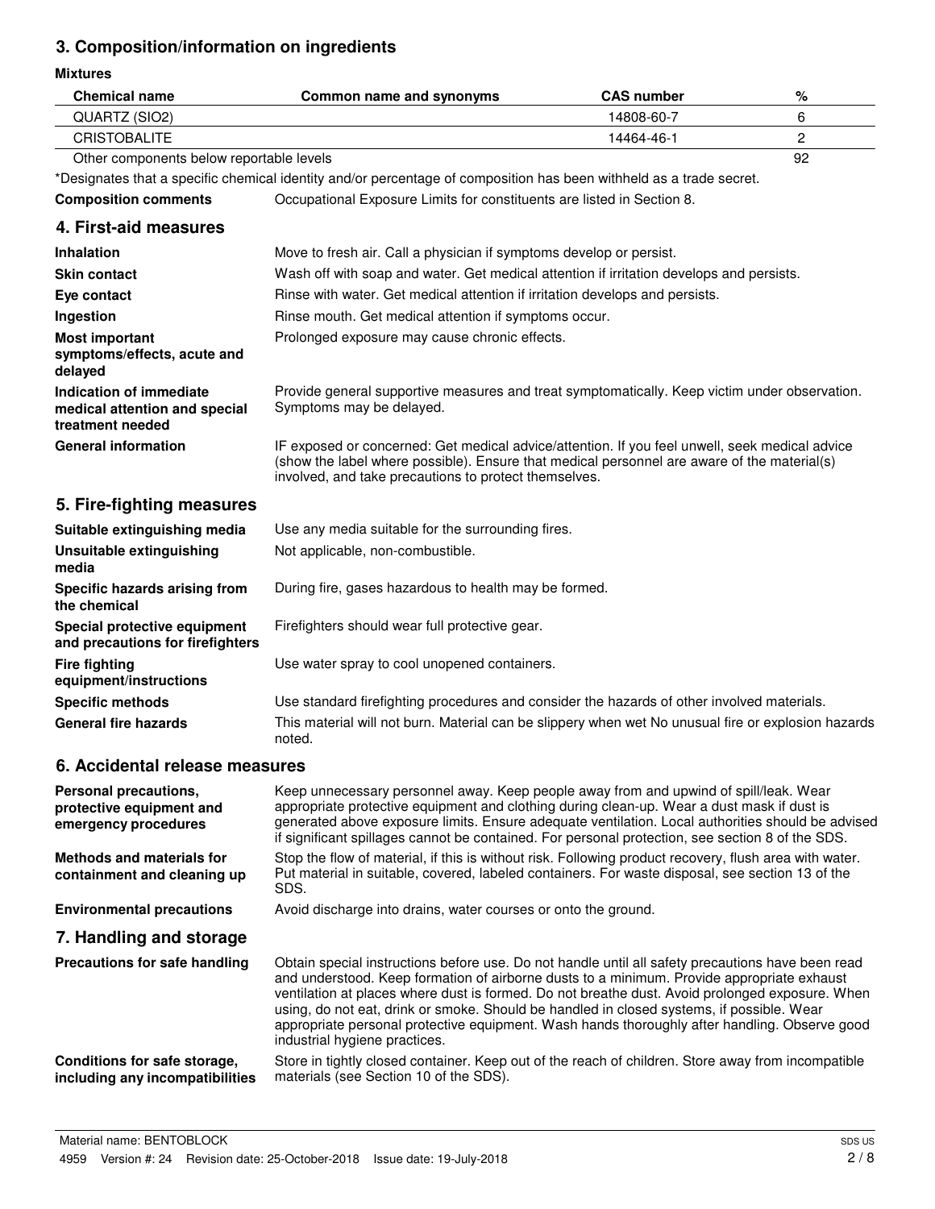## 3. Composition/information on ingredients

**Mixtures**

| Chemical name | Common name and synonyms | CAS number | % |
|---|---|---|---|
| QUARTZ (SIO2) | | 14808-60-7 | 6 |
| CRISTOBALITE | | 14464-46-1 | 2 |
| Other components below reportable levels | | | 92 |

*Designates that a specific chemical identity and/or percentage of composition has been withheld as a trade secret.

**Composition comments** Occupational Exposure Limits for constituents are listed in Section 8.

## 4. First-aid measures

**Inhalation** Move to fresh air. Call a physician if symptoms develop or persist.

**Skin contact** Wash off with soap and water. Get medical attention if irritation develops and persists.

**Eye contact** Rinse with water. Get medical attention if irritation develops and persists.

**Ingestion** Rinse mouth. Get medical attention if symptoms occur.

**Most important symptoms/effects, acute and delayed** Prolonged exposure may cause chronic effects.

**Indication of immediate medical attention and special treatment needed** Provide general supportive measures and treat symptomatically. Keep victim under observation. Symptoms may be delayed.

**General information** IF exposed or concerned: Get medical advice/attention. If you feel unwell, seek medical advice (show the label where possible). Ensure that medical personnel are aware of the material(s) involved, and take precautions to protect themselves.

## 5. Fire-fighting measures

**Suitable extinguishing media** Use any media suitable for the surrounding fires.

**Unsuitable extinguishing media** Not applicable, non-combustible.

**Specific hazards arising from the chemical** During fire, gases hazardous to health may be formed.

**Special protective equipment and precautions for firefighters** Firefighters should wear full protective gear.

**Fire fighting equipment/instructions** Use water spray to cool unopened containers.

**Specific methods** Use standard firefighting procedures and consider the hazards of other involved materials.

**General fire hazards** This material will not burn. Material can be slippery when wet No unusual fire or explosion hazards noted.

## 6. Accidental release measures

**Personal precautions, protective equipment and emergency procedures** Keep unnecessary personnel away. Keep people away from and upwind of spill/leak. Wear appropriate protective equipment and clothing during clean-up. Wear a dust mask if dust is generated above exposure limits. Ensure adequate ventilation. Local authorities should be advised if significant spillages cannot be contained. For personal protection, see section 8 of the SDS.

**Methods and materials for containment and cleaning up** Stop the flow of material, if this is without risk. Following product recovery, flush area with water. Put material in suitable, covered, labeled containers. For waste disposal, see section 13 of the SDS.

**Environmental precautions** Avoid discharge into drains, water courses or onto the ground.

## 7. Handling and storage

**Precautions for safe handling** Obtain special instructions before use. Do not handle until all safety precautions have been read and understood. Keep formation of airborne dusts to a minimum. Provide appropriate exhaust ventilation at places where dust is formed. Do not breathe dust. Avoid prolonged exposure. When using, do not eat, drink or smoke. Should be handled in closed systems, if possible. Wear appropriate personal protective equipment. Wash hands thoroughly after handling. Observe good industrial hygiene practices.

**Conditions for safe storage, including any incompatibilities** Store in tightly closed container. Keep out of the reach of children. Store away from incompatible materials (see Section 10 of the SDS).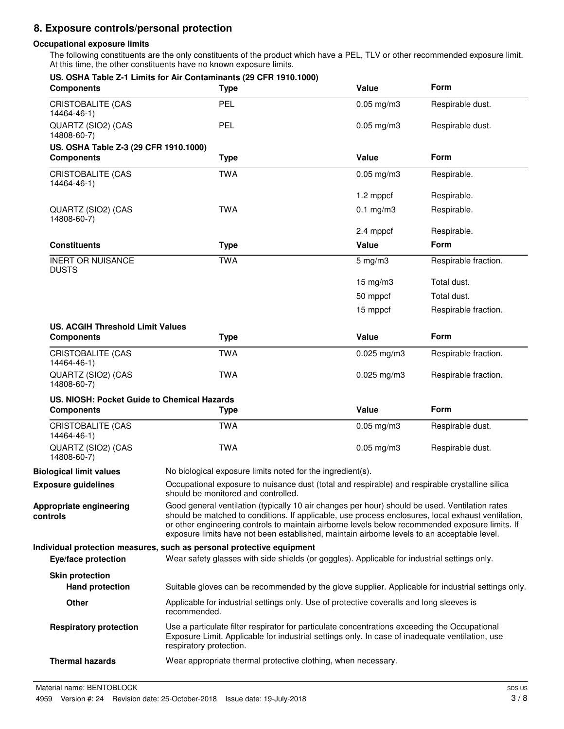## 8. Exposure controls/personal protection

### Occupational exposure limits

The following constituents are the only constituents of the product which have a PEL, TLV or other recommended exposure limit. At this time, the other constituents have no known exposure limits.

**US. OSHA Table Z-1 Limits for Air Contaminants (29 CFR 1910.1000)**

| Components | Type | Value | Form |
|---|---|---|---|
| CRISTOBALITE (CAS 14464-46-1) | PEL | 0.05 mg/m3 | Respirable dust. |
| QUARTZ (SIO2) (CAS 14808-60-7) | PEL | 0.05 mg/m3 | Respirable dust. |

**US. OSHA Table Z-3 (29 CFR 1910.1000)**

| Components | Type | Value | Form |
|---|---|---|---|
| CRISTOBALITE (CAS 14464-46-1) | TWA | 0.05 mg/m3 | Respirable. |
| | | 1.2 mppcf | Respirable. |
| QUARTZ (SIO2) (CAS 14808-60-7) | TWA | 0.1 mg/m3 | Respirable. |
| | | 2.4 mppcf | Respirable. |

| Constituents | Type | Value | Form |
|---|---|---|---|
| INERT OR NUISANCE DUSTS | TWA | 5 mg/m3 | Respirable fraction. |
| | | 15 mg/m3 | Total dust. |
| | | 50 mppcf | Total dust. |
| | | 15 mppcf | Respirable fraction. |

**US. ACGIH Threshold Limit Values**

| Components | Type | Value | Form |
|---|---|---|---|
| CRISTOBALITE (CAS 14464-46-1) | TWA | 0.025 mg/m3 | Respirable fraction. |
| QUARTZ (SIO2) (CAS 14808-60-7) | TWA | 0.025 mg/m3 | Respirable fraction. |

**US. NIOSH: Pocket Guide to Chemical Hazards**

| Components | Type | Value | Form |
|---|---|---|---|
| CRISTOBALITE (CAS 14464-46-1) | TWA | 0.05 mg/m3 | Respirable dust. |
| QUARTZ (SIO2) (CAS 14808-60-7) | TWA | 0.05 mg/m3 | Respirable dust. |

**Biological limit values**
No biological exposure limits noted for the ingredient(s).

**Exposure guidelines**
Occupational exposure to nuisance dust (total and respirable) and respirable crystalline silica should be monitored and controlled.

**Appropriate engineering controls**
Good general ventilation (typically 10 air changes per hour) should be used. Ventilation rates should be matched to conditions. If applicable, use process enclosures, local exhaust ventilation, or other engineering controls to maintain airborne levels below recommended exposure limits. If exposure limits have not been established, maintain airborne levels to an acceptable level.

### Individual protection measures, such as personal protective equipment

**Eye/face protection**
Wear safety glasses with side shields (or goggles). Applicable for industrial settings only.

**Skin protection**

**Hand protection**
Suitable gloves can be recommended by the glove supplier. Applicable for industrial settings only.

**Other**
Applicable for industrial settings only. Use of protective coveralls and long sleeves is recommended.

**Respiratory protection**
Use a particulate filter respirator for particulate concentrations exceeding the Occupational Exposure Limit. Applicable for industrial settings only. In case of inadequate ventilation, use respiratory protection.

**Thermal hazards**
Wear appropriate thermal protective clothing, when necessary.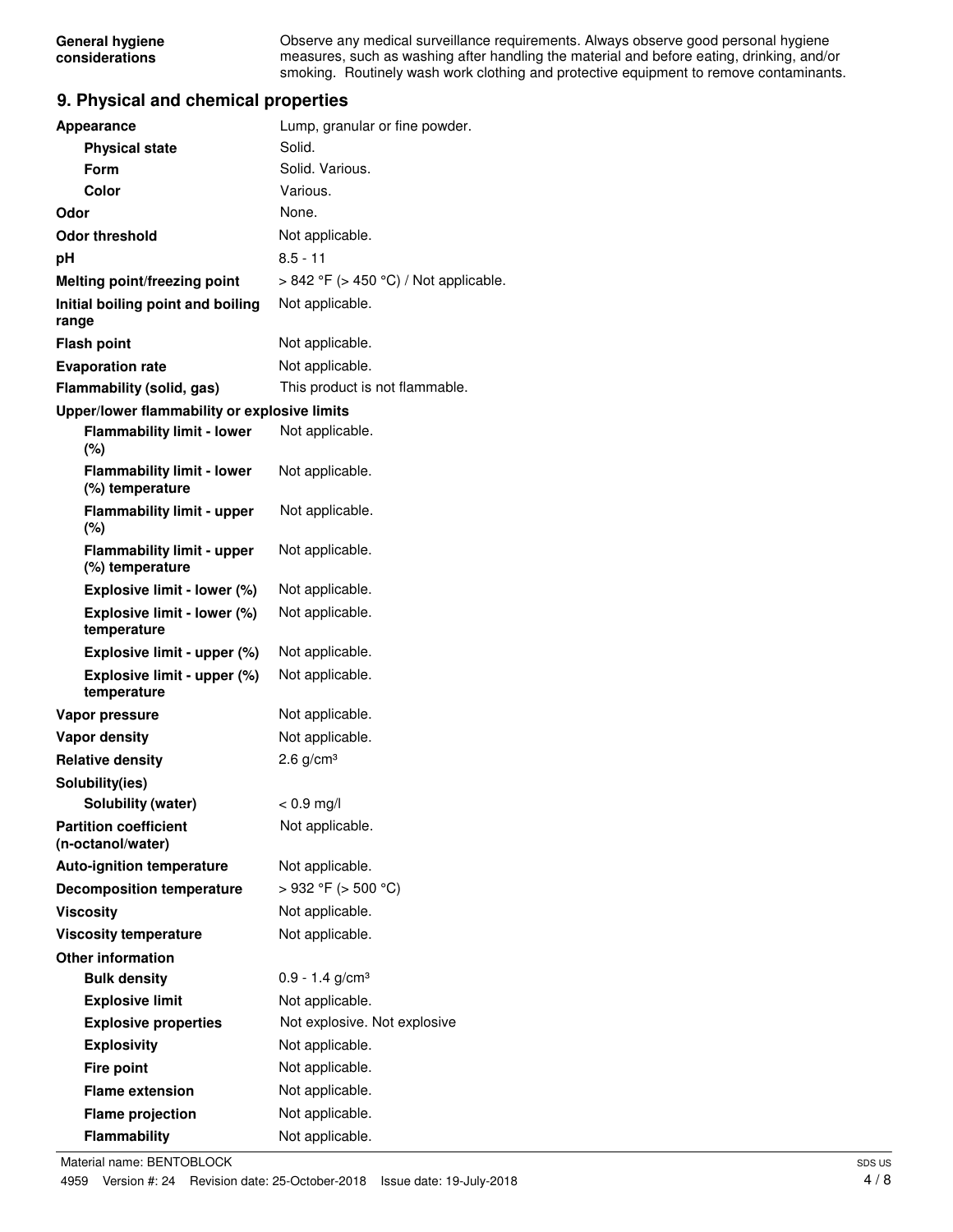| | |
|---|---|
| **General hygiene considerations** | Observe any medical surveillance requirements. Always observe good personal hygiene measures, such as washing after handling the material and before eating, drinking, and/or smoking. Routinely wash work clothing and protective equipment to remove contaminants. |

## 9. Physical and chemical properties

| | |
|---|---|
| **Appearance** | Lump, granular or fine powder. |
| **Physical state** | Solid. |
| **Form** | Solid. Various. |
| **Color** | Various. |
| **Odor** | None. |
| **Odor threshold** | Not applicable. |
| **pH** | 8.5 - 11 |
| **Melting point/freezing point** | > 842 °F (> 450 °C) / Not applicable. |
| **Initial boiling point and boiling range** | Not applicable. |
| **Flash point** | Not applicable. |
| **Evaporation rate** | Not applicable. |
| **Flammability (solid, gas)** | This product is not flammable. |
| **Upper/lower flammability or explosive limits** | |
| **Flammability limit - lower (%)** | Not applicable. |
| **Flammability limit - lower (%) temperature** | Not applicable. |
| **Flammability limit - upper (%)** | Not applicable. |
| **Flammability limit - upper (%) temperature** | Not applicable. |
| **Explosive limit - lower (%)** | Not applicable. |
| **Explosive limit - lower (%) temperature** | Not applicable. |
| **Explosive limit - upper (%)** | Not applicable. |
| **Explosive limit - upper (%) temperature** | Not applicable. |
| **Vapor pressure** | Not applicable. |
| **Vapor density** | Not applicable. |
| **Relative density** | 2.6 g/cm³ |
| **Solubility(ies)** | |
| **Solubility (water)** | < 0.9 mg/l |
| **Partition coefficient (n-octanol/water)** | Not applicable. |
| **Auto-ignition temperature** | Not applicable. |
| **Decomposition temperature** | > 932 °F (> 500 °C) |
| **Viscosity** | Not applicable. |
| **Viscosity temperature** | Not applicable. |
| **Other information** | |
| **Bulk density** | 0.9 - 1.4 g/cm³ |
| **Explosive limit** | Not applicable. |
| **Explosive properties** | Not explosive. Not explosive |
| **Explosivity** | Not applicable. |
| **Fire point** | Not applicable. |
| **Flame extension** | Not applicable. |
| **Flame projection** | Not applicable. |
| **Flammability** | Not applicable. |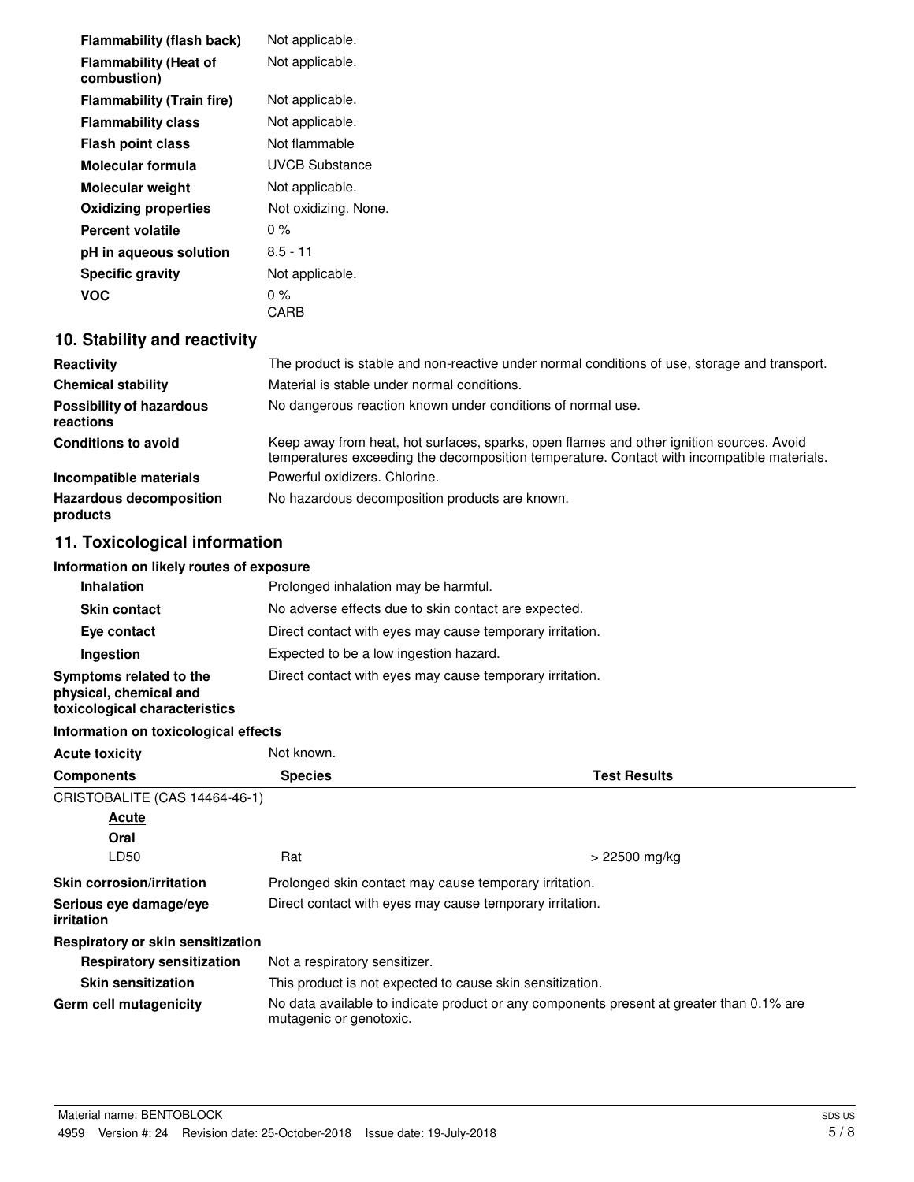| | |
|---|---|
| **Flammability (flash back)** | Not applicable. |
| **Flammability (Heat of combustion)** | Not applicable. |
| **Flammability (Train fire)** | Not applicable. |
| **Flammability class** | Not applicable. |
| **Flash point class** | Not flammable |
| **Molecular formula** | UVCB Substance |
| **Molecular weight** | Not applicable. |
| **Oxidizing properties** | Not oxidizing. None. |
| **Percent volatile** | 0 % |
| **pH in aqueous solution** | 8.5 - 11 |
| **Specific gravity** | Not applicable. |
| **VOC** | 0 % CARB |

## 10. Stability and reactivity

| | |
|---|---|
| **Reactivity** | The product is stable and non-reactive under normal conditions of use, storage and transport. |
| **Chemical stability** | Material is stable under normal conditions. |
| **Possibility of hazardous reactions** | No dangerous reaction known under conditions of normal use. |
| **Conditions to avoid** | Keep away from heat, hot surfaces, sparks, open flames and other ignition sources. Avoid temperatures exceeding the decomposition temperature. Contact with incompatible materials. |
| **Incompatible materials** | Powerful oxidizers. Chlorine. |
| **Hazardous decomposition products** | No hazardous decomposition products are known. |

## 11. Toxicological information

**Information on likely routes of exposure**

| | |
|---|---|
| **Inhalation** | Prolonged inhalation may be harmful. |
| **Skin contact** | No adverse effects due to skin contact are expected. |
| **Eye contact** | Direct contact with eyes may cause temporary irritation. |
| **Ingestion** | Expected to be a low ingestion hazard. |
| **Symptoms related to the physical, chemical and toxicological characteristics** | Direct contact with eyes may cause temporary irritation. |

**Information on toxicological effects**

**Acute toxicity** Not known.

| Components | Species | Test Results |
|---|---|---|
| CRISTOBALITE (CAS 14464-46-1) | | |
| <u>Acute</u> | | |
| **Oral** | | |
| LD50 | Rat | > 22500 mg/kg |

| | |
|---|---|
| **Skin corrosion/irritation** | Prolonged skin contact may cause temporary irritation. |
| **Serious eye damage/eye irritation** | Direct contact with eyes may cause temporary irritation. |

**Respiratory or skin sensitization**

| | |
|---|---|
| **Respiratory sensitization** | Not a respiratory sensitizer. |
| **Skin sensitization** | This product is not expected to cause skin sensitization. |
| **Germ cell mutagenicity** | No data available to indicate product or any components present at greater than 0.1% are mutagenic or genotoxic. |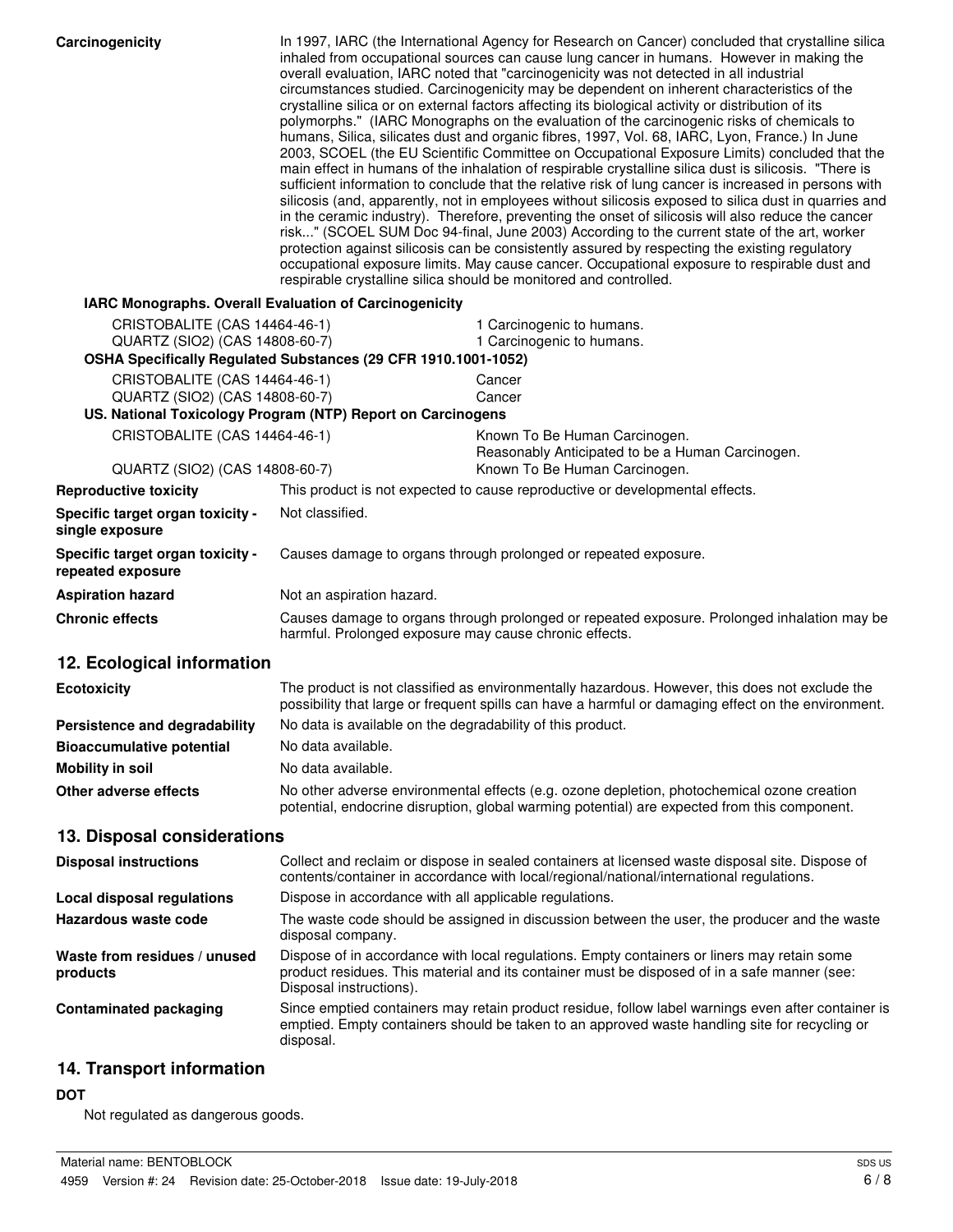**Carcinogenicity**

In 1997, IARC (the International Agency for Research on Cancer) concluded that crystalline silica inhaled from occupational sources can cause lung cancer in humans. However in making the overall evaluation, IARC noted that "carcinogenicity was not detected in all industrial circumstances studied. Carcinogenicity may be dependent on inherent characteristics of the crystalline silica or on external factors affecting its biological activity or distribution of its polymorphs." (IARC Monographs on the evaluation of the carcinogenic risks of chemicals to humans, Silica, silicates dust and organic fibres, 1997, Vol. 68, IARC, Lyon, France.) In June 2003, SCOEL (the EU Scientific Committee on Occupational Exposure Limits) concluded that the main effect in humans of the inhalation of respirable crystalline silica dust is silicosis. "There is sufficient information to conclude that the relative risk of lung cancer is increased in persons with silicosis (and, apparently, not in employees without silicosis exposed to silica dust in quarries and in the ceramic industry). Therefore, preventing the onset of silicosis will also reduce the cancer risk..." (SCOEL SUM Doc 94-final, June 2003) According to the current state of the art, worker protection against silicosis can be consistently assured by respecting the existing regulatory occupational exposure limits. May cause cancer. Occupational exposure to respirable dust and respirable crystalline silica should be monitored and controlled.

**IARC Monographs. Overall Evaluation of Carcinogenicity**

| | |
|---|---|
| CRISTOBALITE (CAS 14464-46-1) | 1 Carcinogenic to humans. |
| QUARTZ (SIO2) (CAS 14808-60-7) | 1 Carcinogenic to humans. |

**OSHA Specifically Regulated Substances (29 CFR 1910.1001-1052)**

| | |
|---|---|
| CRISTOBALITE (CAS 14464-46-1) | Cancer |
| QUARTZ (SIO2) (CAS 14808-60-7) | Cancer |

**US. National Toxicology Program (NTP) Report on Carcinogens**

| | |
|---|---|
| CRISTOBALITE (CAS 14464-46-1) | Known To Be Human Carcinogen.<br>Reasonably Anticipated to be a Human Carcinogen. |
| QUARTZ (SIO2) (CAS 14808-60-7) | Known To Be Human Carcinogen. |

| | |
|---|---|
| **Reproductive toxicity** | This product is not expected to cause reproductive or developmental effects. |
| **Specific target organ toxicity - single exposure** | Not classified. |
| **Specific target organ toxicity - repeated exposure** | Causes damage to organs through prolonged or repeated exposure. |
| **Aspiration hazard** | Not an aspiration hazard. |
| **Chronic effects** | Causes damage to organs through prolonged or repeated exposure. Prolonged inhalation may be harmful. Prolonged exposure may cause chronic effects. |

## 12. Ecological information

| | |
|---|---|
| **Ecotoxicity** | The product is not classified as environmentally hazardous. However, this does not exclude the possibility that large or frequent spills can have a harmful or damaging effect on the environment. |
| **Persistence and degradability** | No data is available on the degradability of this product. |
| **Bioaccumulative potential** | No data available. |
| **Mobility in soil** | No data available. |
| **Other adverse effects** | No other adverse environmental effects (e.g. ozone depletion, photochemical ozone creation potential, endocrine disruption, global warming potential) are expected from this component. |

## 13. Disposal considerations

| | |
|---|---|
| **Disposal instructions** | Collect and reclaim or dispose in sealed containers at licensed waste disposal site. Dispose of contents/container in accordance with local/regional/national/international regulations. |
| **Local disposal regulations** | Dispose in accordance with all applicable regulations. |
| **Hazardous waste code** | The waste code should be assigned in discussion between the user, the producer and the waste disposal company. |
| **Waste from residues / unused products** | Dispose of in accordance with local regulations. Empty containers or liners may retain some product residues. This material and its container must be disposed of in a safe manner (see: Disposal instructions). |
| **Contaminated packaging** | Since emptied containers may retain product residue, follow label warnings even after container is emptied. Empty containers should be taken to an approved waste handling site for recycling or disposal. |

## 14. Transport information

**DOT**

Not regulated as dangerous goods.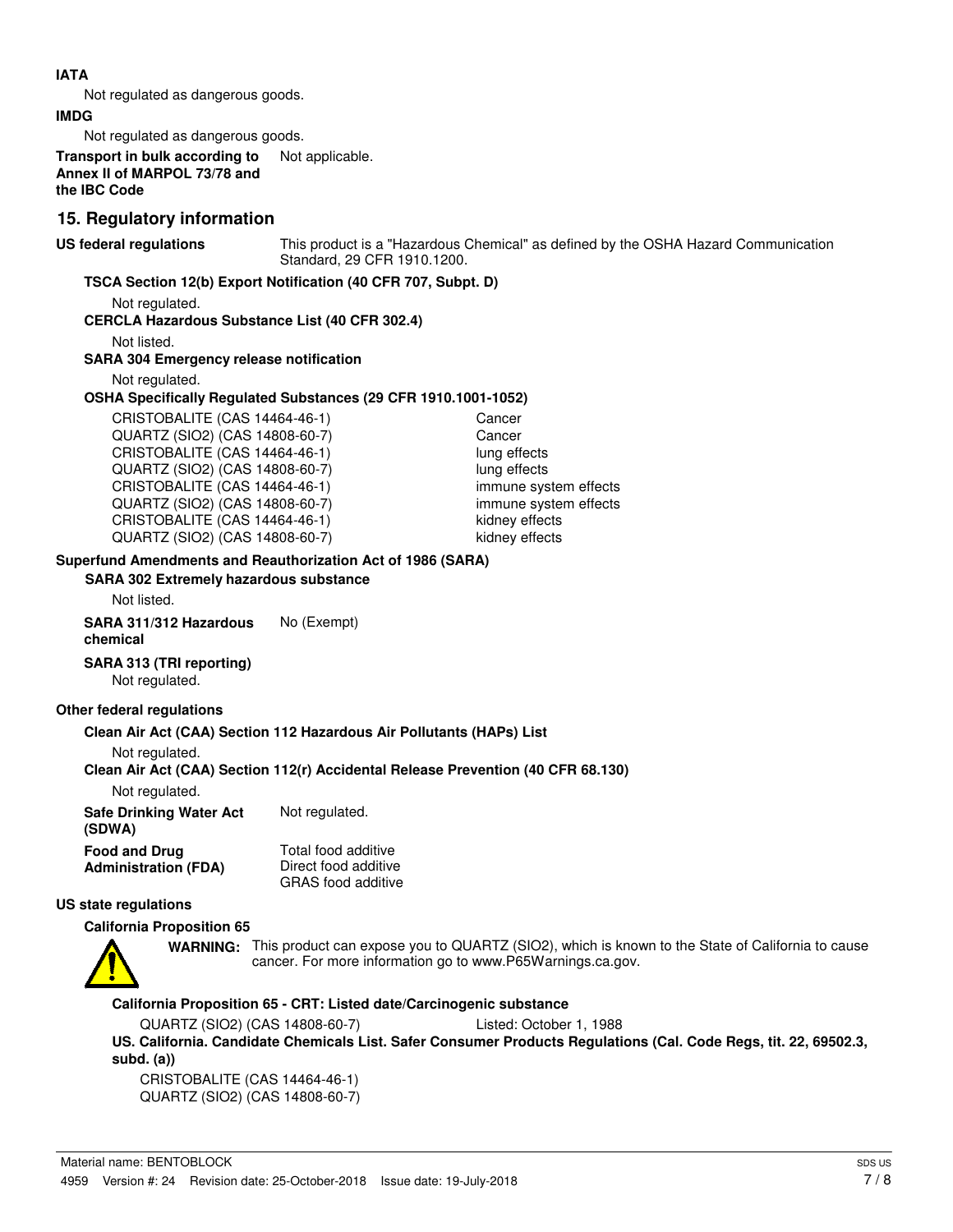**IATA**

Not regulated as dangerous goods.

**IMDG**

Not regulated as dangerous goods.

**Transport in bulk according to Annex II of MARPOL 73/78 and the IBC Code** Not applicable.

## 15. Regulatory information

**US federal regulations** This product is a "Hazardous Chemical" as defined by the OSHA Hazard Communication Standard, 29 CFR 1910.1200.

**TSCA Section 12(b) Export Notification (40 CFR 707, Subpt. D)**

Not regulated.

**CERCLA Hazardous Substance List (40 CFR 302.4)**

Not listed.

**SARA 304 Emergency release notification**

Not regulated.

**OSHA Specifically Regulated Substances (29 CFR 1910.1001-1052)**

| | |
|---|---|
| CRISTOBALITE (CAS 14464-46-1) | Cancer |
| QUARTZ (SIO2) (CAS 14808-60-7) | Cancer |
| CRISTOBALITE (CAS 14464-46-1) | lung effects |
| QUARTZ (SIO2) (CAS 14808-60-7) | lung effects |
| CRISTOBALITE (CAS 14464-46-1) | immune system effects |
| QUARTZ (SIO2) (CAS 14808-60-7) | immune system effects |
| CRISTOBALITE (CAS 14464-46-1) | kidney effects |
| QUARTZ (SIO2) (CAS 14808-60-7) | kidney effects |

**Superfund Amendments and Reauthorization Act of 1986 (SARA)**

**SARA 302 Extremely hazardous substance**

Not listed.

**SARA 311/312 Hazardous chemical** No (Exempt)

**SARA 313 (TRI reporting)**

Not regulated.

**Other federal regulations**

**Clean Air Act (CAA) Section 112 Hazardous Air Pollutants (HAPs) List**

Not regulated.

**Clean Air Act (CAA) Section 112(r) Accidental Release Prevention (40 CFR 68.130)**

Not regulated.

**Safe Drinking Water Act (SDWA)** Not regulated.

**Food and Drug Administration (FDA)** Total food additive
Direct food additive
GRAS food additive

**US state regulations**

**California Proposition 65**

**WARNING:** This product can expose you to QUARTZ (SIO2), which is known to the State of California to cause cancer. For more information go to www.P65Warnings.ca.gov.

**California Proposition 65 - CRT: Listed date/Carcinogenic substance**

QUARTZ (SIO2) (CAS 14808-60-7) Listed: October 1, 1988

**US. California. Candidate Chemicals List. Safer Consumer Products Regulations (Cal. Code Regs, tit. 22, 69502.3, subd. (a))**

CRISTOBALITE (CAS 14464-46-1)
QUARTZ (SIO2) (CAS 14808-60-7)

Material name: BENTOBLOCK
4959 Version #: 24 Revision date: 25-October-2018 Issue date: 19-July-2018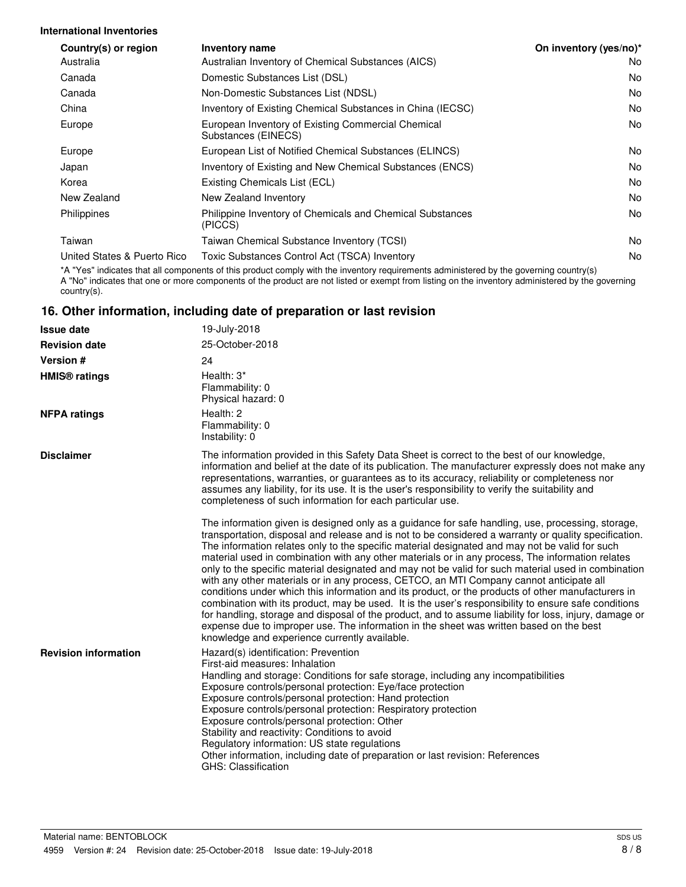**International Inventories**

| Country(s) or region | Inventory name | On inventory (yes/no)* |
| --- | --- | --- |
| Australia | Australian Inventory of Chemical Substances (AICS) | No |
| Canada | Domestic Substances List (DSL) | No |
| Canada | Non-Domestic Substances List (NDSL) | No |
| China | Inventory of Existing Chemical Substances in China (IECSC) | No |
| Europe | European Inventory of Existing Commercial Chemical Substances (EINECS) | No |
| Europe | European List of Notified Chemical Substances (ELINCS) | No |
| Japan | Inventory of Existing and New Chemical Substances (ENCS) | No |
| Korea | Existing Chemicals List (ECL) | No |
| New Zealand | New Zealand Inventory | No |
| Philippines | Philippine Inventory of Chemicals and Chemical Substances (PICCS) | No |
| Taiwan | Taiwan Chemical Substance Inventory (TCSI) | No |
| United States & Puerto Rico | Toxic Substances Control Act (TSCA) Inventory | No |

*A "Yes" indicates that all components of this product comply with the inventory requirements administered by the governing country(s)
A "No" indicates that one or more components of the product are not listed or exempt from listing on the inventory administered by the governing country(s).

## 16. Other information, including date of preparation or last revision

**Issue date** 19-July-2018

**Revision date** 25-October-2018

**Version #** 24

**HMIS® ratings**
Health: 3*
Flammability: 0
Physical hazard: 0

**NFPA ratings**
Health: 2
Flammability: 0
Instability: 0

**Disclaimer**

The information provided in this Safety Data Sheet is correct to the best of our knowledge, information and belief at the date of its publication. The manufacturer expressly does not make any representations, warranties, or guarantees as to its accuracy, reliability or completeness nor assumes any liability, for its use. It is the user's responsibility to verify the suitability and completeness of such information for each particular use.

The information given is designed only as a guidance for safe handling, use, processing, storage, transportation, disposal and release and is not to be considered a warranty or quality specification. The information relates only to the specific material designated and may not be valid for such material used in combination with any other materials or in any process, The information relates only to the specific material designated and may not be valid for such material used in combination with any other materials or in any process, CETCO, an MTI Company cannot anticipate all conditions under which this information and its product, or the products of other manufacturers in combination with its product, may be used. It is the user's responsibility to ensure safe conditions for handling, storage and disposal of the product, and to assume liability for loss, injury, damage or expense due to improper use. The information in the sheet was written based on the best knowledge and experience currently available.

**Revision information**

Hazard(s) identification: Prevention
First-aid measures: Inhalation
Handling and storage: Conditions for safe storage, including any incompatibilities
Exposure controls/personal protection: Eye/face protection
Exposure controls/personal protection: Hand protection
Exposure controls/personal protection: Respiratory protection
Exposure controls/personal protection: Other
Stability and reactivity: Conditions to avoid
Regulatory information: US state regulations
Other information, including date of preparation or last revision: References
GHS: Classification